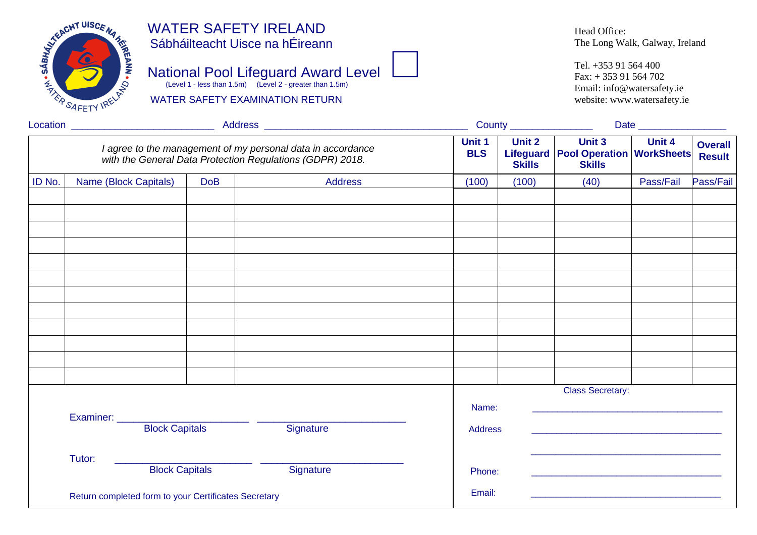# WATER SAFETY IRELAND

Sábháilteacht Uisce na hÉireann

## National Pool Lifeguard Award Level ☐

(Level 1 - less than 1.5m) (Level 2 - greater than 1.5m)

WATER SAFETY EXAMINATION RETURN

Head Office:
The Long Walk, Galway, Ireland

Tel. +353 91 564 400
Fax: + 353 91 564 702
Email: info@watersafety.ie
website: www.watersafety.ie

Location ________________________ Address __________________________________ County ______________ Date _______________

| *I agree to the management of my personal data in accordance with the General Data Protection Regulations (GDPR) 2018.* | | | | **Unit 1 BLS** | **Unit 2 Lifeguard Skills** | **Unit 3 Pool Operation Skills** | **Unit 4 WorkSheets** | **Overall Result** |
|---|---|---|---|---|---|---|---|---|
| ID No. | Name (Block Capitals) | DoB | Address | (100) | (100) | (40) | Pass/Fail | Pass/Fail |
| | | | | | | | | |
| | | | | | | | | |
| | | | | | | | | |
| | | | | | | | | |
| | | | | | | | | |
| | | | | | | | | |
| | | | | | | | | |
| | | | | | | | | |
| | | | | | | | | |
| | | | | | | | | |
| | | | | | | | | |
| | | | | | | | | |

Examiner: ______________________ ________________________
Block Capitals Signature

Tutor: ______________________ ________________________
Block Capitals Signature

Return completed form to your Certificates Secretary

Class Secretary:

Name: ________________________________

Address ________________________________

________________________________

Phone: ________________________________

Email: ________________________________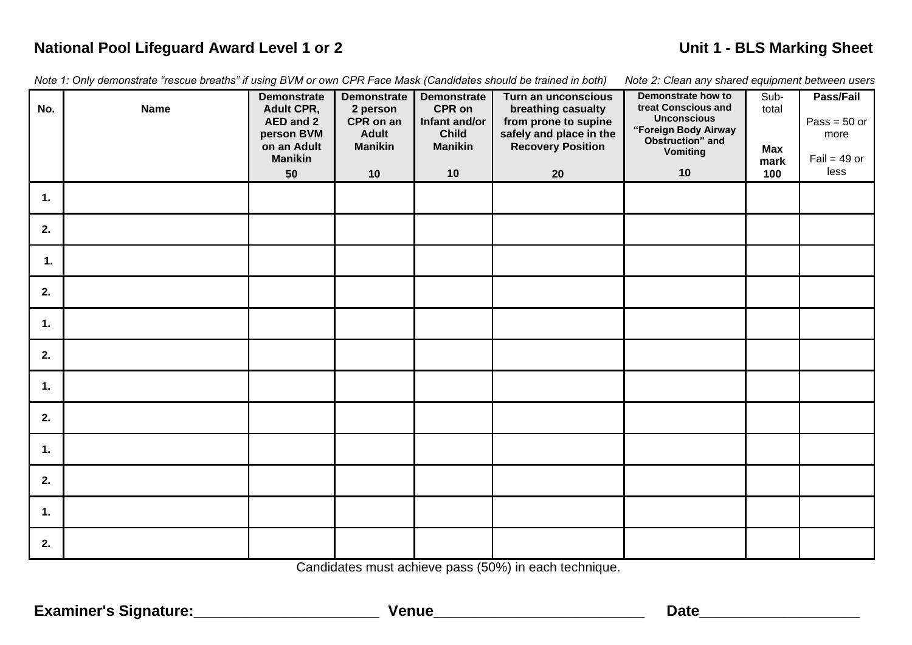**National Pool Lifeguard Award Level 1 or 2** **Unit 1 - BLS Marking Sheet**

*Note 1: Only demonstrate "rescue breaths" if using BVM or own CPR Face Mask (Candidates should be trained in both)* *Note 2: Clean any shared equipment between users*

| No. | Name | Demonstrate Adult CPR, AED and 2 person BVM on an Adult Manikin 50 | Demonstrate 2 person CPR on an Adult Manikin 10 | Demonstrate CPR on Infant and/or Child Manikin 10 | Turn an unconscious breathing casualty from prone to supine safely and place in the Recovery Position 20 | Demonstrate how to treat Conscious and Unconscious "Foreign Body Airway Obstruction" and Vomiting 10 | Sub-total Max mark 100 | Pass/Fail Pass = 50 or more Fail = 49 or less |
|---|---|---|---|---|---|---|---|---|
| 1. | | | | | | | | |
| 2. | | | | | | | | |
| 1. | | | | | | | | |
| 2. | | | | | | | | |
| 1. | | | | | | | | |
| 2. | | | | | | | | |
| 1. | | | | | | | | |
| 2. | | | | | | | | |
| 1. | | | | | | | | |
| 2. | | | | | | | | |
| 1. | | | | | | | | |
| 2. | | | | | | | | |

Candidates must achieve pass (50%) in each technique.

**Examiner's Signature:**______________________ **Venue**_________________________ **Date**___________________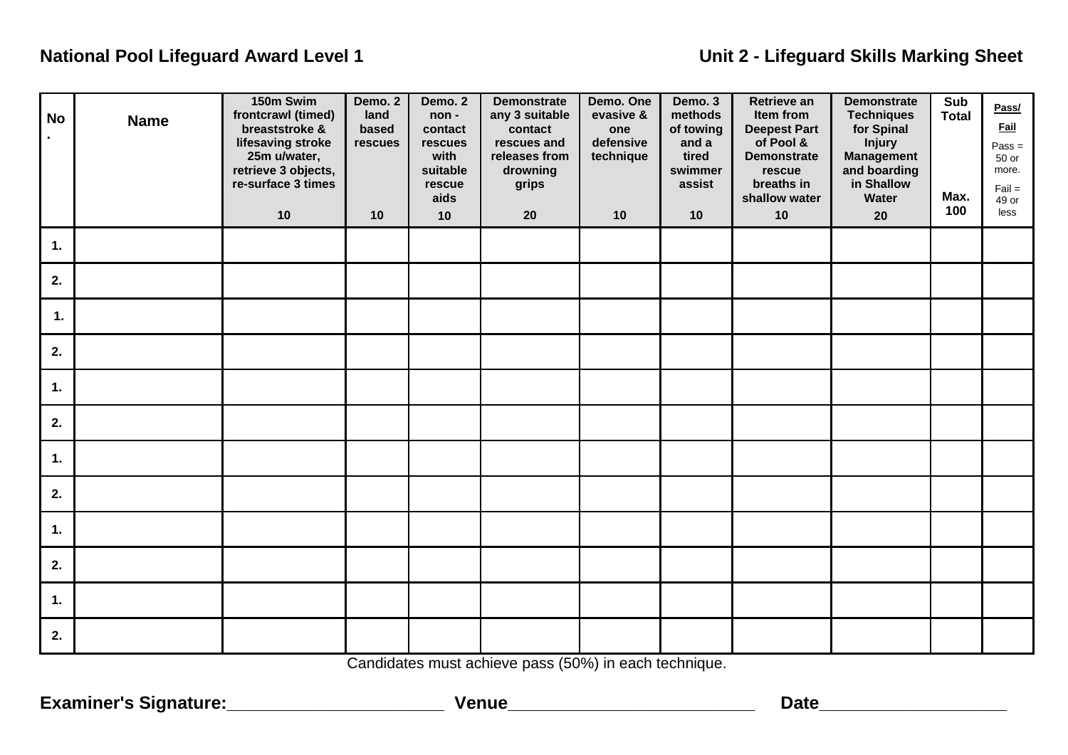**National Pool Lifeguard Award Level 1** **Unit 2 - Lifeguard Skills Marking Sheet**

| No. | Name | 150m Swim frontcrawl (timed) breaststroke & lifesaving stroke 25m u/water, retrieve 3 objects, re-surface 3 times 10 | Demo. 2 land based rescues 10 | Demo. 2 non - contact rescues with suitable rescue aids 10 | Demonstrate any 3 suitable contact rescues and releases from drowning grips 20 | Demo. One evasive & one defensive technique 10 | Demo. 3 methods of towing and a tired swimmer assist 10 | Retrieve an Item from Deepest Part of Pool & Demonstrate rescue breaths in shallow water 10 | Demonstrate Techniques for Spinal Injury Management and boarding in Shallow Water 20 | Sub Total Max. 100 | Pass/ Fail Pass = 50 or more. Fail = 49 or less |
|---|---|---|---|---|---|---|---|---|---|---|---|
| 1. | | | | | | | | | | | |
| 2. | | | | | | | | | | | |
| 1. | | | | | | | | | | | |
| 2. | | | | | | | | | | | |
| 1. | | | | | | | | | | | |
| 2. | | | | | | | | | | | |
| 1. | | | | | | | | | | | |
| 2. | | | | | | | | | | | |
| 1. | | | | | | | | | | | |
| 2. | | | | | | | | | | | |
| 1. | | | | | | | | | | | |
| 2. | | | | | | | | | | | |

Candidates must achieve pass (50%) in each technique.

**Examiner's Signature:**\_\_\_\_\_\_\_\_\_\_\_\_\_\_\_\_\_\_\_\_\_\_\_\_ **Venue**\_\_\_\_\_\_\_\_\_\_\_\_\_\_\_\_\_\_\_\_\_\_\_\_\_\_\_ **Date**\_\_\_\_\_\_\_\_\_\_\_\_\_\_\_\_\_\_\_\_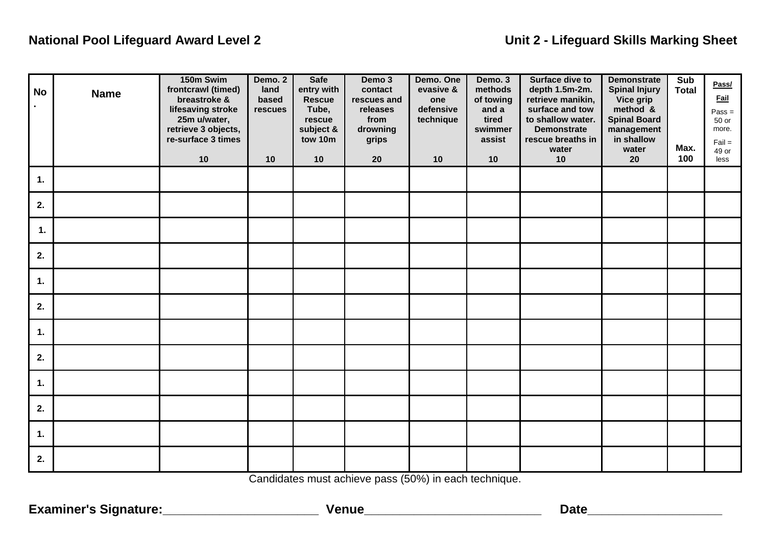**National Pool Lifeguard Award Level 2** **Unit 2 - Lifeguard Skills Marking Sheet**

| No. | Name | 150m Swim frontcrawl (timed) breastroke & lifesaving stroke 25m u/water, retrieve 3 objects, re-surface 3 times 10 | Demo. 2 land based rescues 10 | Safe entry with Rescue Tube, rescue subject & tow 10m 10 | Demo 3 contact rescues and releases from drowning grips 20 | Demo. One evasive & one defensive technique 10 | Demo. 3 methods of towing and a tired swimmer assist 10 | Surface dive to depth 1.5m-2m. retrieve manikin, surface and tow to shallow water. Demonstrate rescue breaths in water 10 | Demonstrate Spinal Injury Vice grip method & Spinal Board management in shallow water 20 | Sub Total Max. 100 | **Pass/ Fail** Pass = 50 or more. Fail = 49 or less |
|---|---|---|---|---|---|---|---|---|---|---|---|
| 1. | | | | | | | | | | | |
| 2. | | | | | | | | | | | |
| 1. | | | | | | | | | | | |
| 2. | | | | | | | | | | | |
| 1. | | | | | | | | | | | |
| 2. | | | | | | | | | | | |
| 1. | | | | | | | | | | | |
| 2. | | | | | | | | | | | |
| 1. | | | | | | | | | | | |
| 2. | | | | | | | | | | | |
| 1. | | | | | | | | | | | |
| 2. | | | | | | | | | | | |

Candidates must achieve pass (50%) in each technique.

**Examiner's Signature:**______________________ **Venue**_________________________ **Date**__________________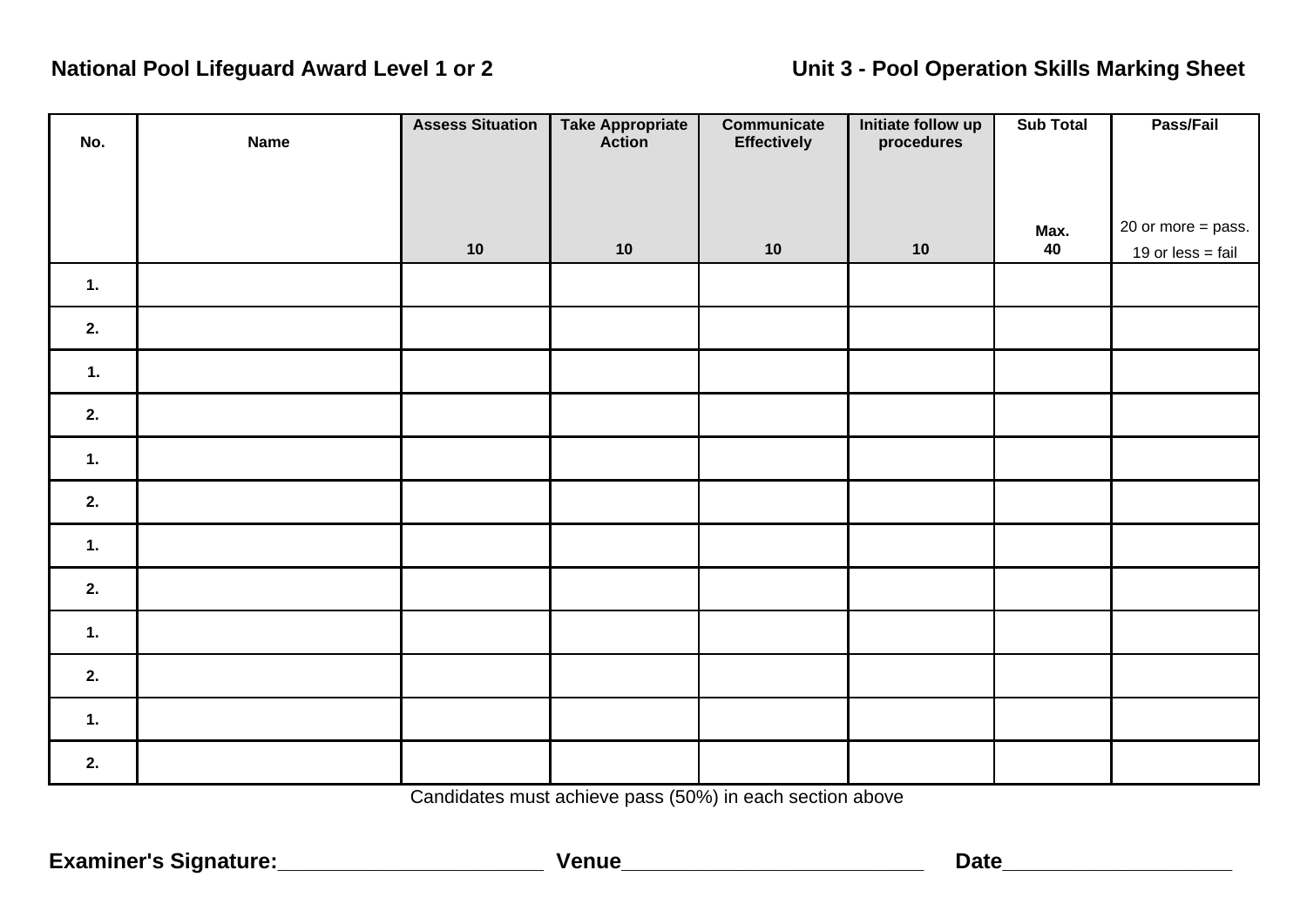**National Pool Lifeguard Award Level 1 or 2** **Unit 3 - Pool Operation Skills Marking Sheet**

| No. | Name | Assess Situation<br>10 | Take Appropriate Action<br>10 | Communicate Effectively<br>10 | Initiate follow up procedures<br>10 | Sub Total<br>Max. 40 | Pass/Fail<br>20 or more = pass.<br>19 or less = fail |
|---|---|---|---|---|---|---|---|
| 1. | | | | | | | |
| 2. | | | | | | | |
| 1. | | | | | | | |
| 2. | | | | | | | |
| 1. | | | | | | | |
| 2. | | | | | | | |
| 1. | | | | | | | |
| 2. | | | | | | | |
| 1. | | | | | | | |
| 2. | | | | | | | |
| 1. | | | | | | | |
| 2. | | | | | | | |

Candidates must achieve pass (50%) in each section above

**Examiner's Signature:**______________________ **Venue**_________________________ **Date**___________________